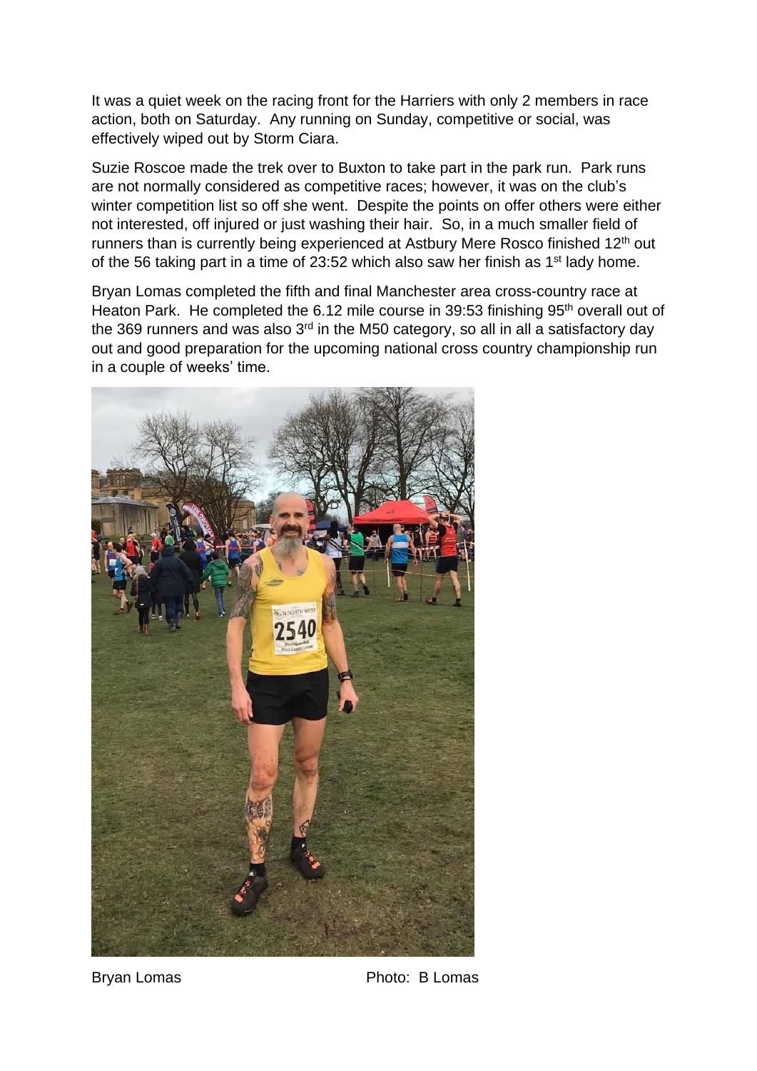It was a quiet week on the racing front for the Harriers with only 2 members in race action, both on Saturday. Any running on Sunday, competitive or social, was effectively wiped out by Storm Ciara.

Suzie Roscoe made the trek over to Buxton to take part in the park run. Park runs are not normally considered as competitive races; however, it was on the club's winter competition list so off she went. Despite the points on offer others were either not interested, off injured or just washing their hair. So, in a much smaller field of runners than is currently being experienced at Astbury Mere Rosco finished 12th out of the 56 taking part in a time of 23:52 which also saw her finish as 1st lady home.

Bryan Lomas completed the fifth and final Manchester area cross-country race at Heaton Park. He completed the 6.12 mile course in 39:53 finishing 95th overall out of the 369 runners and was also 3rd in the M50 category, so all in all a satisfactory day out and good preparation for the upcoming national cross country championship run in a couple of weeks' time.

Bryan Lomas Photo: B Lomas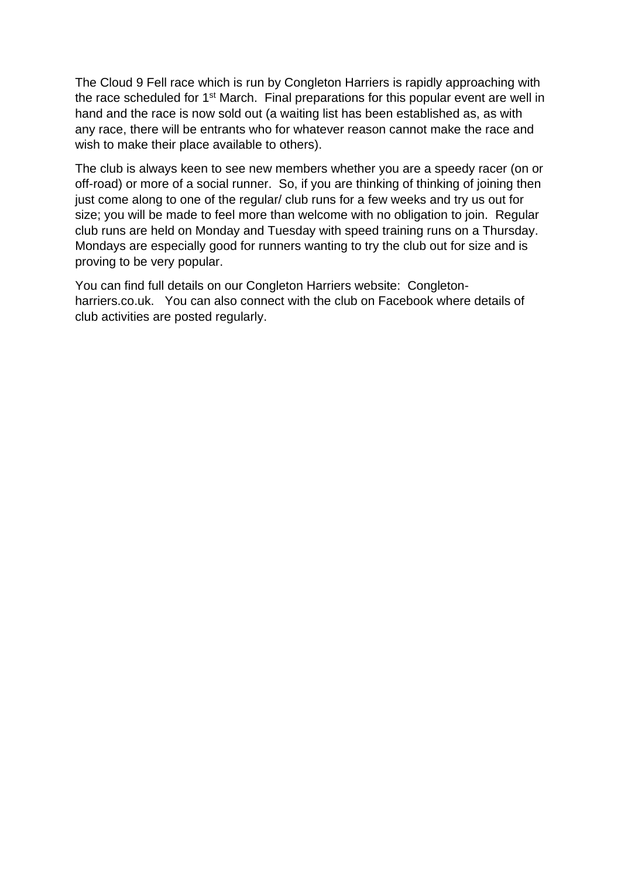The Cloud 9 Fell race which is run by Congleton Harriers is rapidly approaching with the race scheduled for 1st March. Final preparations for this popular event are well in hand and the race is now sold out (a waiting list has been established as, as with any race, there will be entrants who for whatever reason cannot make the race and wish to make their place available to others).

The club is always keen to see new members whether you are a speedy racer (on or off-road) or more of a social runner. So, if you are thinking of thinking of joining then just come along to one of the regular/ club runs for a few weeks and try us out for size; you will be made to feel more than welcome with no obligation to join. Regular club runs are held on Monday and Tuesday with speed training runs on a Thursday. Mondays are especially good for runners wanting to try the club out for size and is proving to be very popular.

You can find full details on our Congleton Harriers website: Congleton-harriers.co.uk. You can also connect with the club on Facebook where details of club activities are posted regularly.